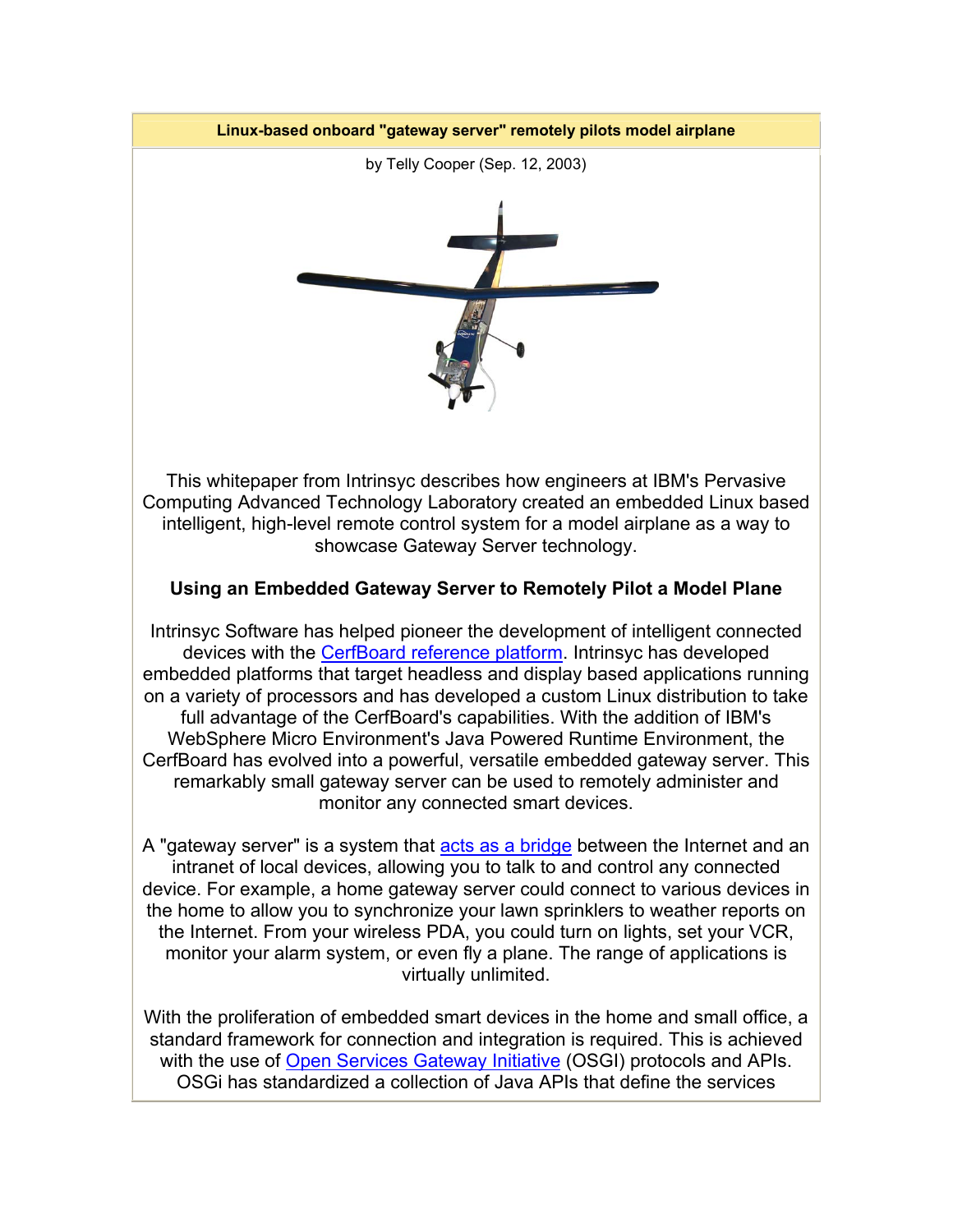**Linux-based onboard "gateway server" remotely pilots model airplane**

by Telly Cooper (Sep. 12, 2003)

This whitepaper from Intrinsyc describes how engineers at IBM's Pervasive Computing Advanced Technology Laboratory created an embedded Linux based intelligent, high-level remote control system for a model airplane as a way to showcase Gateway Server technology.

## Using an Embedded Gateway Server to Remotely Pilot a Model Plane

Intrinsyc Software has helped pioneer the development of intelligent connected devices with the CerfBoard reference platform. Intrinsyc has developed embedded platforms that target headless and display based applications running on a variety of processors and has developed a custom Linux distribution to take full advantage of the CerfBoard's capabilities. With the addition of IBM's WebSphere Micro Environment's Java Powered Runtime Environment, the CerfBoard has evolved into a powerful, versatile embedded gateway server. This remarkably small gateway server can be used to remotely administer and monitor any connected smart devices.

A "gateway server" is a system that acts as a bridge between the Internet and an intranet of local devices, allowing you to talk to and control any connected device. For example, a home gateway server could connect to various devices in the home to allow you to synchronize your lawn sprinklers to weather reports on the Internet. From your wireless PDA, you could turn on lights, set your VCR, monitor your alarm system, or even fly a plane. The range of applications is virtually unlimited.

With the proliferation of embedded smart devices in the home and small office, a standard framework for connection and integration is required. This is achieved with the use of Open Services Gateway Initiative (OSGI) protocols and APIs. OSGi has standardized a collection of Java APIs that define the services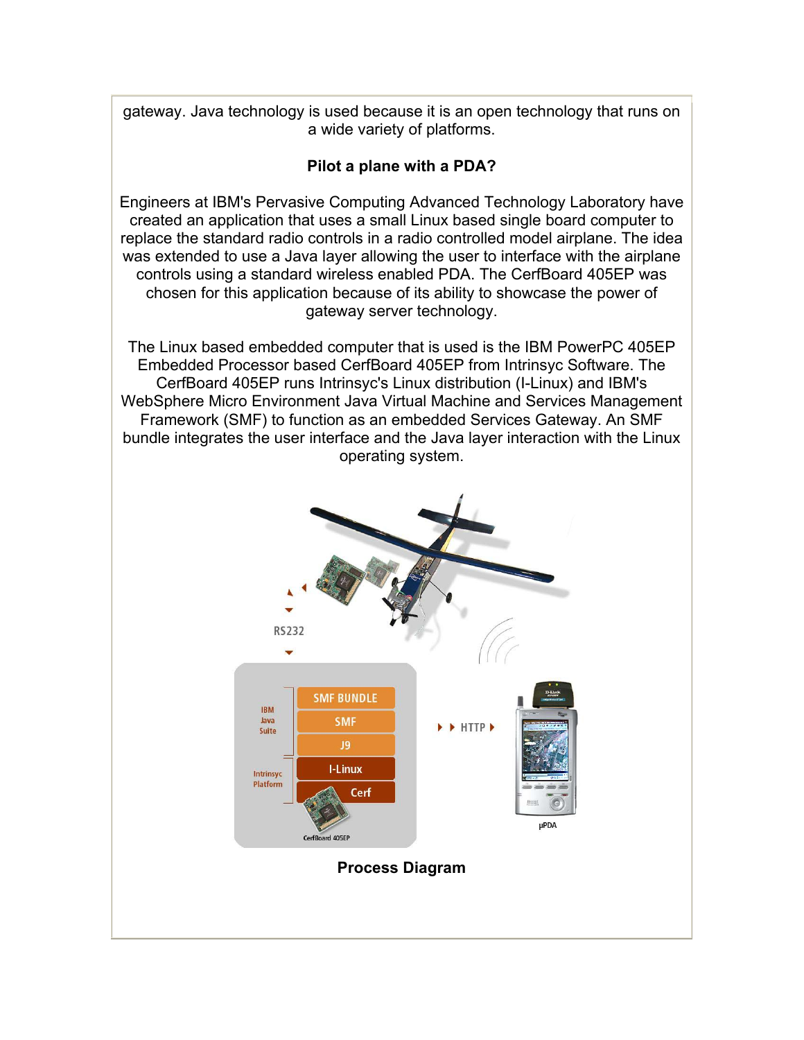gateway. Java technology is used because it is an open technology that runs on a wide variety of platforms.

**Pilot a plane with a PDA?**

Engineers at IBM's Pervasive Computing Advanced Technology Laboratory have created an application that uses a small Linux based single board computer to replace the standard radio controls in a radio controlled model airplane. The idea was extended to use a Java layer allowing the user to interface with the airplane controls using a standard wireless enabled PDA. The CerfBoard 405EP was chosen for this application because of its ability to showcase the power of gateway server technology.

The Linux based embedded computer that is used is the IBM PowerPC 405EP Embedded Processor based CerfBoard 405EP from Intrinsyc Software. The CerfBoard 405EP runs Intrinsyc's Linux distribution (I-Linux) and IBM's WebSphere Micro Environment Java Virtual Machine and Services Management Framework (SMF) to function as an embedded Services Gateway. An SMF bundle integrates the user interface and the Java layer interaction with the Linux operating system.

**Process Diagram**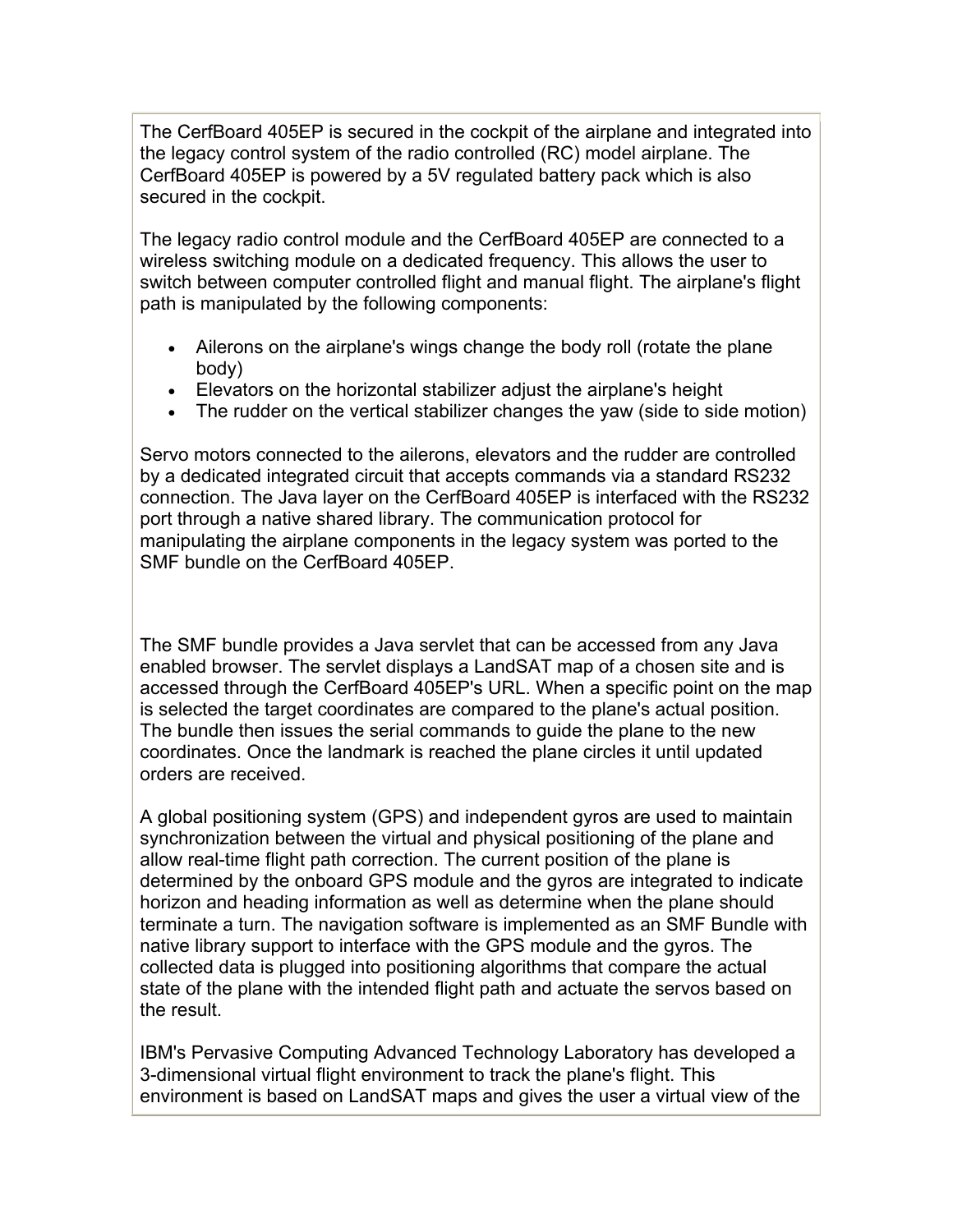The CerfBoard 405EP is secured in the cockpit of the airplane and integrated into the legacy control system of the radio controlled (RC) model airplane. The CerfBoard 405EP is powered by a 5V regulated battery pack which is also secured in the cockpit.

The legacy radio control module and the CerfBoard 405EP are connected to a wireless switching module on a dedicated frequency. This allows the user to switch between computer controlled flight and manual flight. The airplane's flight path is manipulated by the following components:

- Ailerons on the airplane's wings change the body roll (rotate the plane body)
- Elevators on the horizontal stabilizer adjust the airplane's height
- The rudder on the vertical stabilizer changes the yaw (side to side motion)

Servo motors connected to the ailerons, elevators and the rudder are controlled by a dedicated integrated circuit that accepts commands via a standard RS232 connection. The Java layer on the CerfBoard 405EP is interfaced with the RS232 port through a native shared library. The communication protocol for manipulating the airplane components in the legacy system was ported to the SMF bundle on the CerfBoard 405EP.

The SMF bundle provides a Java servlet that can be accessed from any Java enabled browser. The servlet displays a LandSAT map of a chosen site and is accessed through the CerfBoard 405EP's URL. When a specific point on the map is selected the target coordinates are compared to the plane's actual position. The bundle then issues the serial commands to guide the plane to the new coordinates. Once the landmark is reached the plane circles it until updated orders are received.

A global positioning system (GPS) and independent gyros are used to maintain synchronization between the virtual and physical positioning of the plane and allow real-time flight path correction. The current position of the plane is determined by the onboard GPS module and the gyros are integrated to indicate horizon and heading information as well as determine when the plane should terminate a turn. The navigation software is implemented as an SMF Bundle with native library support to interface with the GPS module and the gyros. The collected data is plugged into positioning algorithms that compare the actual state of the plane with the intended flight path and actuate the servos based on the result.

IBM's Pervasive Computing Advanced Technology Laboratory has developed a 3-dimensional virtual flight environment to track the plane's flight. This environment is based on LandSAT maps and gives the user a virtual view of the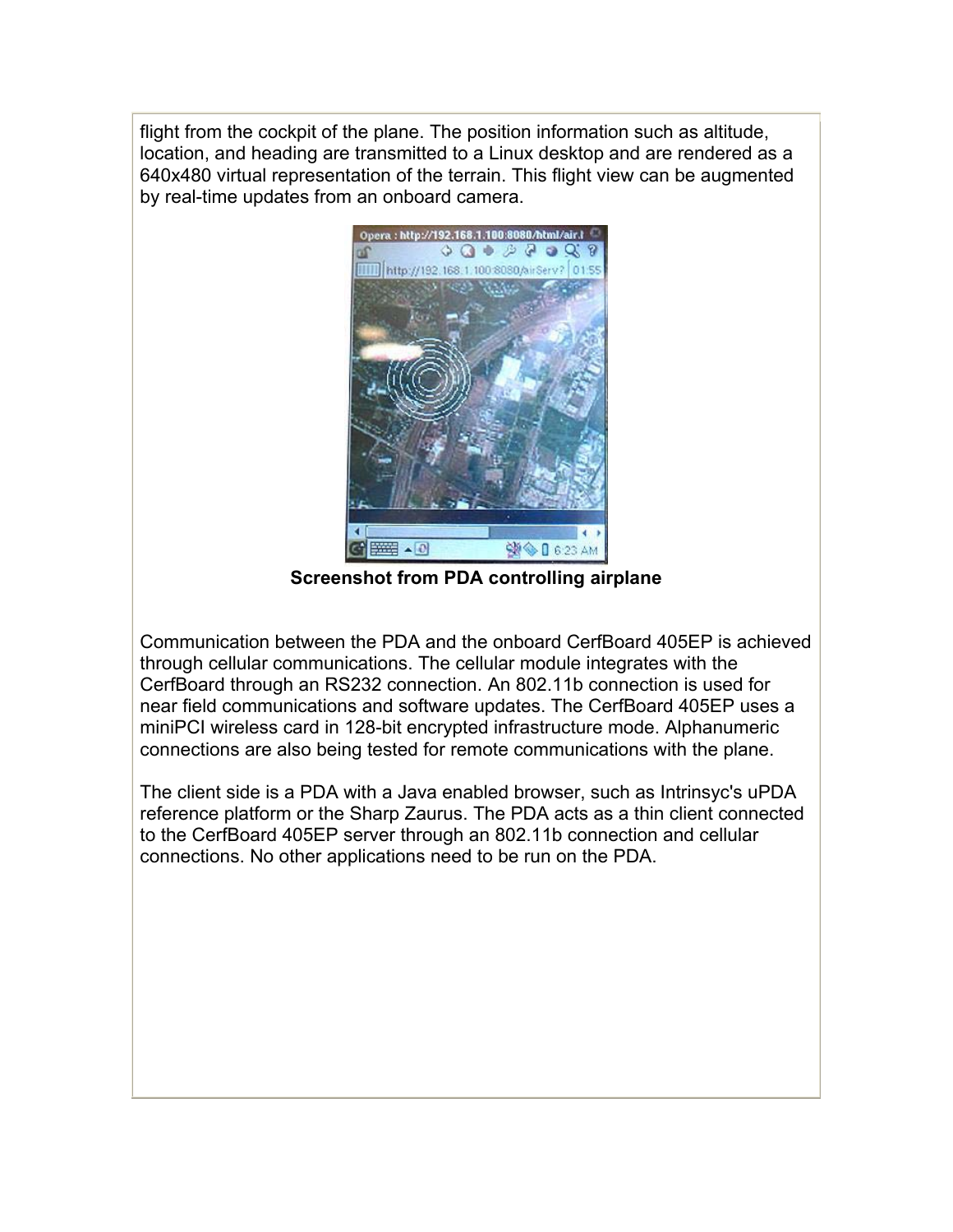flight from the cockpit of the plane. The position information such as altitude, location, and heading are transmitted to a Linux desktop and are rendered as a 640x480 virtual representation of the terrain. This flight view can be augmented by real-time updates from an onboard camera.

**Screenshot from PDA controlling airplane**

Communication between the PDA and the onboard CerfBoard 405EP is achieved through cellular communications. The cellular module integrates with the CerfBoard through an RS232 connection. An 802.11b connection is used for near field communications and software updates. The CerfBoard 405EP uses a miniPCI wireless card in 128-bit encrypted infrastructure mode. Alphanumeric connections are also being tested for remote communications with the plane.

The client side is a PDA with a Java enabled browser, such as Intrinsyc's uPDA reference platform or the Sharp Zaurus. The PDA acts as a thin client connected to the CerfBoard 405EP server through an 802.11b connection and cellular connections. No other applications need to be run on the PDA.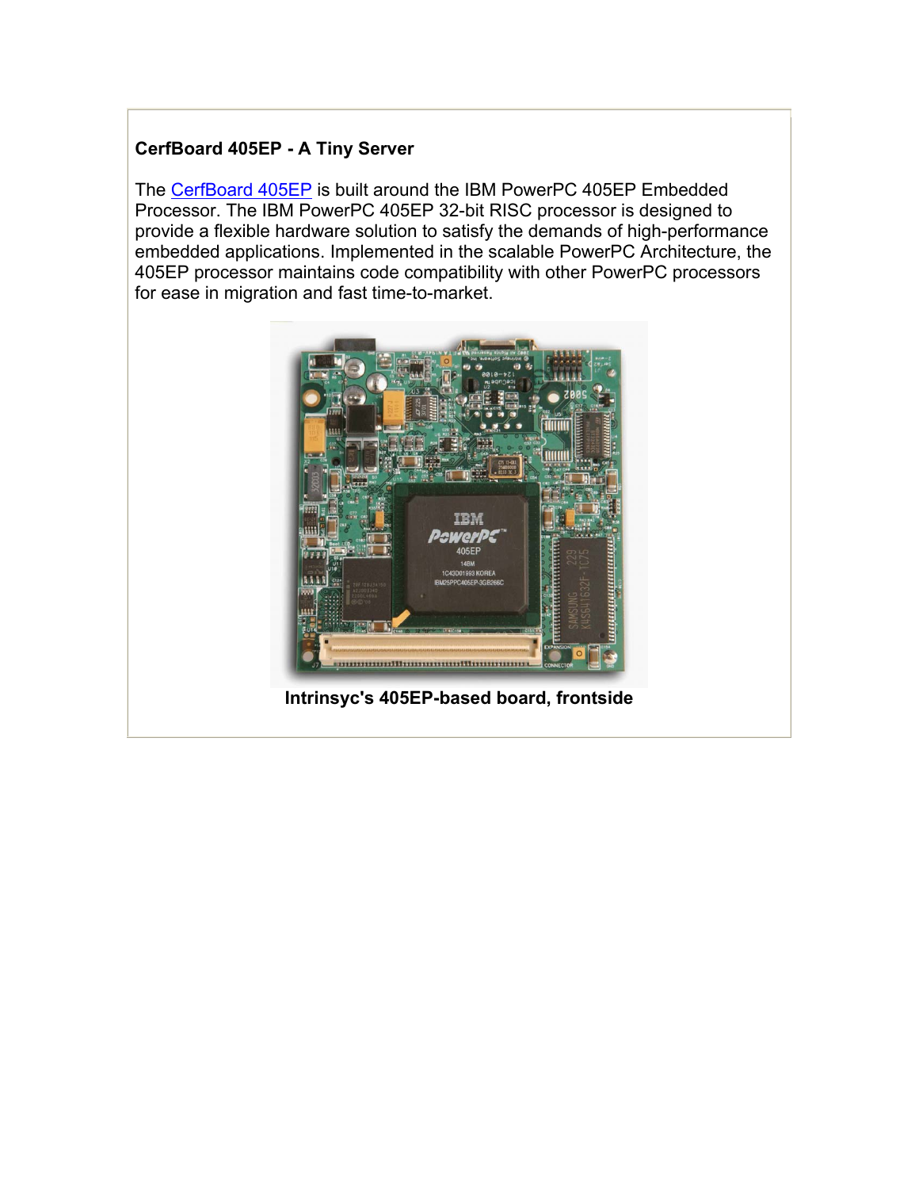**CerfBoard 405EP - A Tiny Server**

The [CerfBoard 405EP](CerfBoard 405EP) is built around the IBM PowerPC 405EP Embedded Processor. The IBM PowerPC 405EP 32-bit RISC processor is designed to provide a flexible hardware solution to satisfy the demands of high-performance embedded applications. Implemented in the scalable PowerPC Architecture, the 405EP processor maintains code compatibility with other PowerPC processors for ease in migration and fast time-to-market.

**Intrinsyc's 405EP-based board, frontside**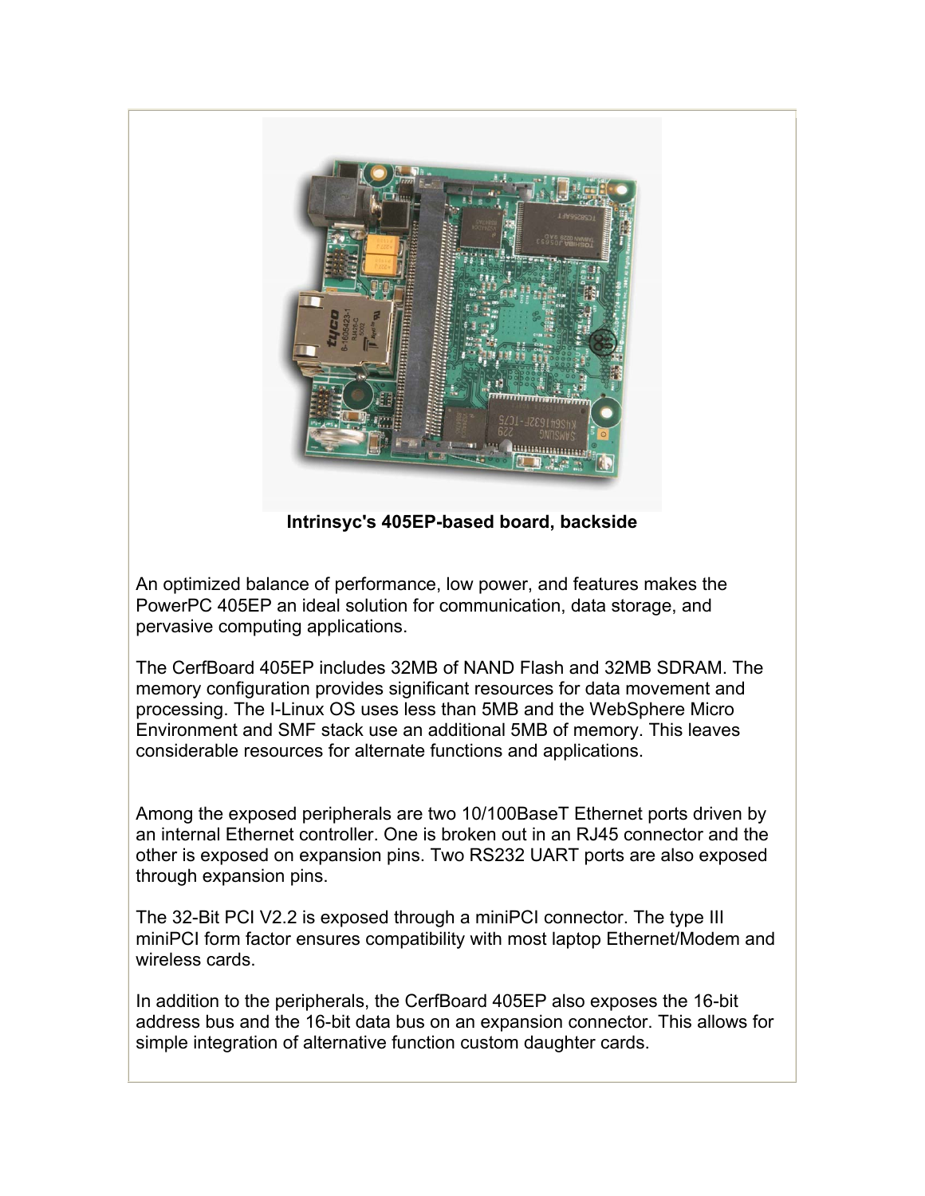**Intrinsyc's 405EP-based board, backside**

An optimized balance of performance, low power, and features makes the PowerPC 405EP an ideal solution for communication, data storage, and pervasive computing applications.

The CerfBoard 405EP includes 32MB of NAND Flash and 32MB SDRAM. The memory configuration provides significant resources for data movement and processing. The I-Linux OS uses less than 5MB and the WebSphere Micro Environment and SMF stack use an additional 5MB of memory. This leaves considerable resources for alternate functions and applications.

Among the exposed peripherals are two 10/100BaseT Ethernet ports driven by an internal Ethernet controller. One is broken out in an RJ45 connector and the other is exposed on expansion pins. Two RS232 UART ports are also exposed through expansion pins.

The 32-Bit PCI V2.2 is exposed through a miniPCI connector. The type III miniPCI form factor ensures compatibility with most laptop Ethernet/Modem and wireless cards.

In addition to the peripherals, the CerfBoard 405EP also exposes the 16-bit address bus and the 16-bit data bus on an expansion connector. This allows for simple integration of alternative function custom daughter cards.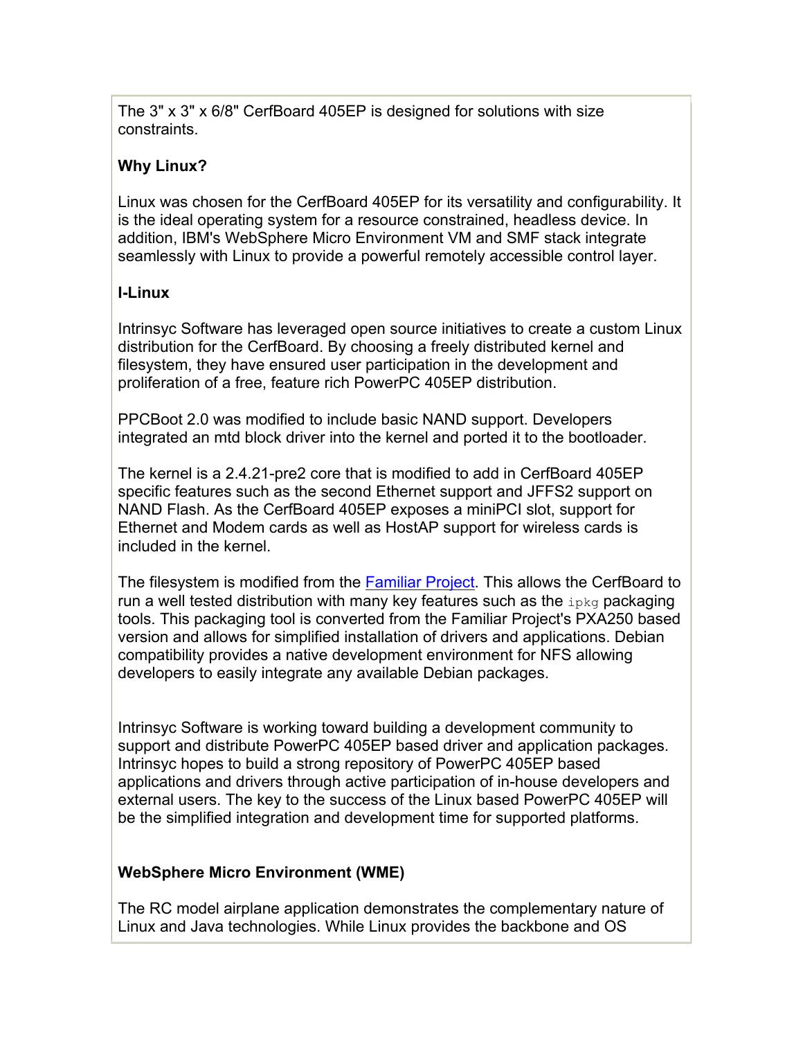The 3" x 3" x 6/8" CerfBoard 405EP is designed for solutions with size constraints.

**Why Linux?**

Linux was chosen for the CerfBoard 405EP for its versatility and configurability. It is the ideal operating system for a resource constrained, headless device. In addition, IBM's WebSphere Micro Environment VM and SMF stack integrate seamlessly with Linux to provide a powerful remotely accessible control layer.

**I-Linux**

Intrinsyc Software has leveraged open source initiatives to create a custom Linux distribution for the CerfBoard. By choosing a freely distributed kernel and filesystem, they have ensured user participation in the development and proliferation of a free, feature rich PowerPC 405EP distribution.

PPCBoot 2.0 was modified to include basic NAND support. Developers integrated an mtd block driver into the kernel and ported it to the bootloader.

The kernel is a 2.4.21-pre2 core that is modified to add in CerfBoard 405EP specific features such as the second Ethernet support and JFFS2 support on NAND Flash. As the CerfBoard 405EP exposes a miniPCI slot, support for Ethernet and Modem cards as well as HostAP support for wireless cards is included in the kernel.

The filesystem is modified from the Familiar Project. This allows the CerfBoard to run a well tested distribution with many key features such as the `ipkg` packaging tools. This packaging tool is converted from the Familiar Project's PXA250 based version and allows for simplified installation of drivers and applications. Debian compatibility provides a native development environment for NFS allowing developers to easily integrate any available Debian packages.

Intrinsyc Software is working toward building a development community to support and distribute PowerPC 405EP based driver and application packages. Intrinsyc hopes to build a strong repository of PowerPC 405EP based applications and drivers through active participation of in-house developers and external users. The key to the success of the Linux based PowerPC 405EP will be the simplified integration and development time for supported platforms.

**WebSphere Micro Environment (WME)**

The RC model airplane application demonstrates the complementary nature of Linux and Java technologies. While Linux provides the backbone and OS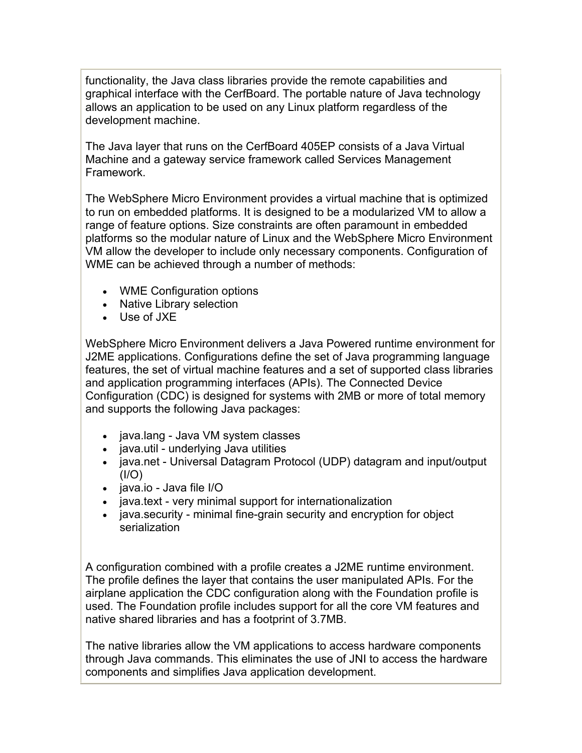functionality, the Java class libraries provide the remote capabilities and graphical interface with the CerfBoard. The portable nature of Java technology allows an application to be used on any Linux platform regardless of the development machine.

The Java layer that runs on the CerfBoard 405EP consists of a Java Virtual Machine and a gateway service framework called Services Management Framework.

The WebSphere Micro Environment provides a virtual machine that is optimized to run on embedded platforms. It is designed to be a modularized VM to allow a range of feature options. Size constraints are often paramount in embedded platforms so the modular nature of Linux and the WebSphere Micro Environment VM allow the developer to include only necessary components. Configuration of WME can be achieved through a number of methods:

- WME Configuration options
- Native Library selection
- Use of JXE

WebSphere Micro Environment delivers a Java Powered runtime environment for J2ME applications. Configurations define the set of Java programming language features, the set of virtual machine features and a set of supported class libraries and application programming interfaces (APIs). The Connected Device Configuration (CDC) is designed for systems with 2MB or more of total memory and supports the following Java packages:

- java.lang - Java VM system classes
- java.util - underlying Java utilities
- java.net - Universal Datagram Protocol (UDP) datagram and input/output (I/O)
- java.io - Java file I/O
- java.text - very minimal support for internationalization
- java.security - minimal fine-grain security and encryption for object serialization

A configuration combined with a profile creates a J2ME runtime environment. The profile defines the layer that contains the user manipulated APIs. For the airplane application the CDC configuration along with the Foundation profile is used. The Foundation profile includes support for all the core VM features and native shared libraries and has a footprint of 3.7MB.

The native libraries allow the VM applications to access hardware components through Java commands. This eliminates the use of JNI to access the hardware components and simplifies Java application development.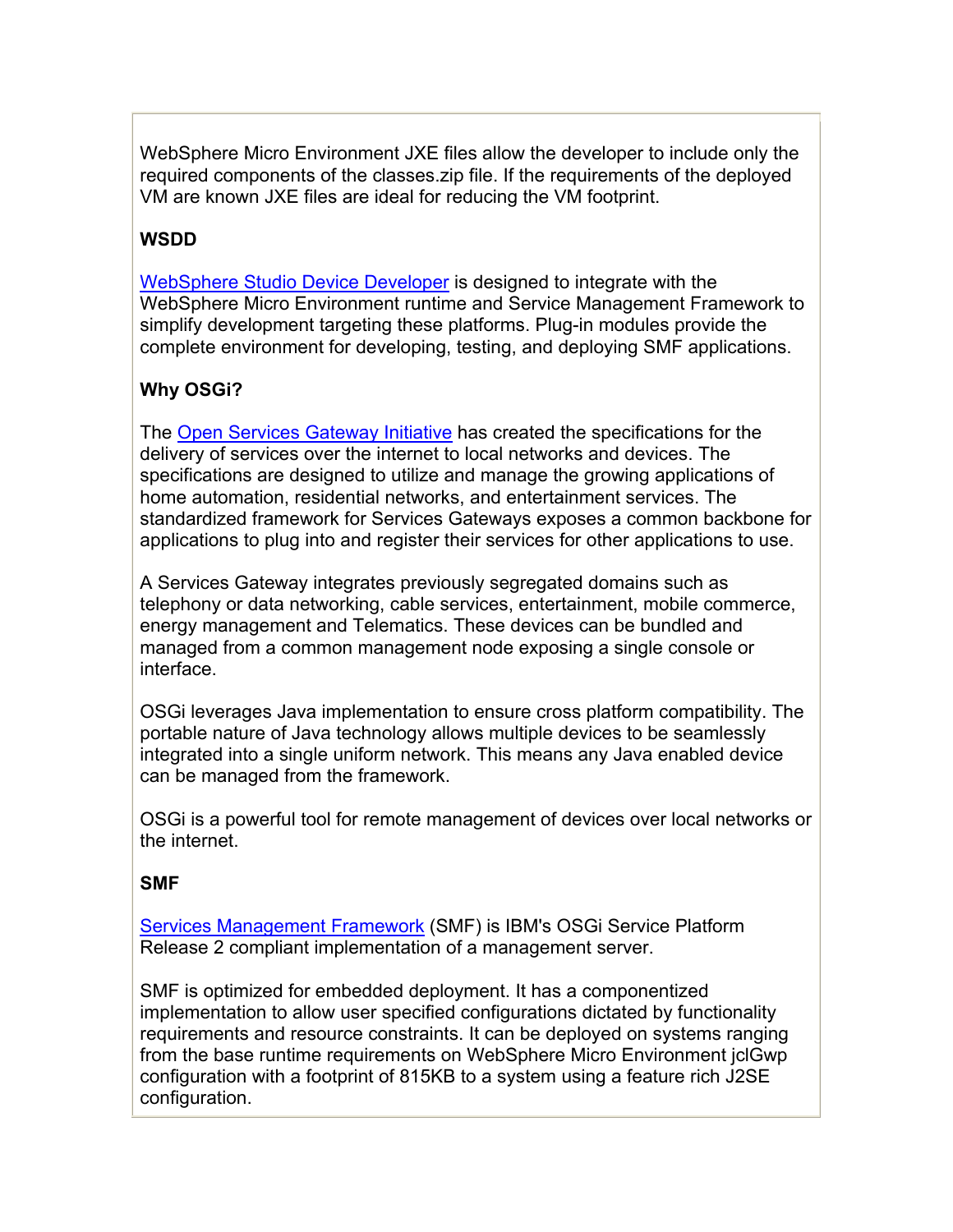WebSphere Micro Environment JXE files allow the developer to include only the required components of the classes.zip file. If the requirements of the deployed VM are known JXE files are ideal for reducing the VM footprint.

**WSDD**

WebSphere Studio Device Developer is designed to integrate with the WebSphere Micro Environment runtime and Service Management Framework to simplify development targeting these platforms. Plug-in modules provide the complete environment for developing, testing, and deploying SMF applications.

**Why OSGi?**

The Open Services Gateway Initiative has created the specifications for the delivery of services over the internet to local networks and devices. The specifications are designed to utilize and manage the growing applications of home automation, residential networks, and entertainment services. The standardized framework for Services Gateways exposes a common backbone for applications to plug into and register their services for other applications to use.

A Services Gateway integrates previously segregated domains such as telephony or data networking, cable services, entertainment, mobile commerce, energy management and Telematics. These devices can be bundled and managed from a common management node exposing a single console or interface.

OSGi leverages Java implementation to ensure cross platform compatibility. The portable nature of Java technology allows multiple devices to be seamlessly integrated into a single uniform network. This means any Java enabled device can be managed from the framework.

OSGi is a powerful tool for remote management of devices over local networks or the internet.

**SMF**

Services Management Framework (SMF) is IBM's OSGi Service Platform Release 2 compliant implementation of a management server.

SMF is optimized for embedded deployment. It has a componentized implementation to allow user specified configurations dictated by functionality requirements and resource constraints. It can be deployed on systems ranging from the base runtime requirements on WebSphere Micro Environment jclGwp configuration with a footprint of 815KB to a system using a feature rich J2SE configuration.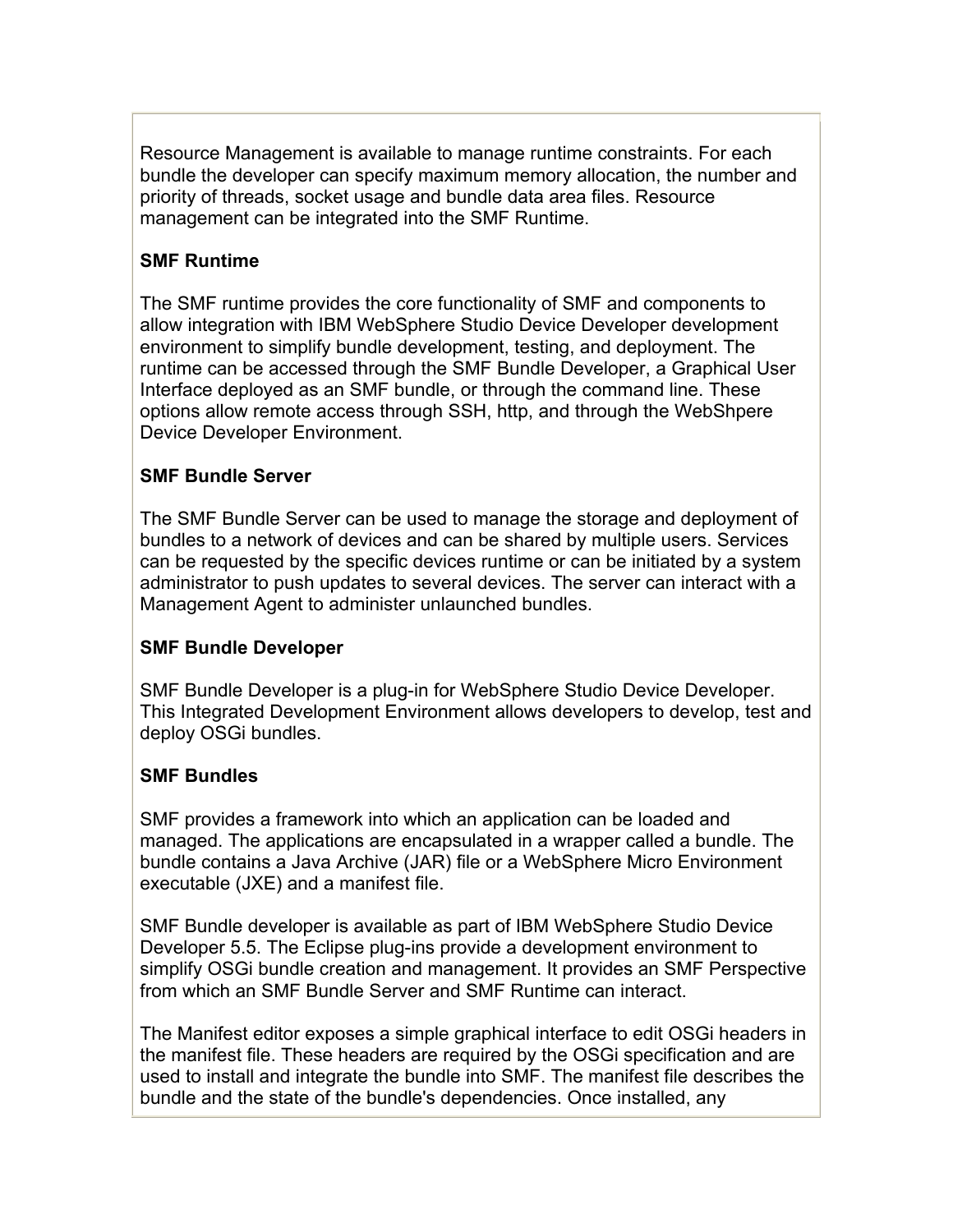Resource Management is available to manage runtime constraints. For each bundle the developer can specify maximum memory allocation, the number and priority of threads, socket usage and bundle data area files. Resource management can be integrated into the SMF Runtime.

**SMF Runtime**

The SMF runtime provides the core functionality of SMF and components to allow integration with IBM WebSphere Studio Device Developer development environment to simplify bundle development, testing, and deployment. The runtime can be accessed through the SMF Bundle Developer, a Graphical User Interface deployed as an SMF bundle, or through the command line. These options allow remote access through SSH, http, and through the WebShpere Device Developer Environment.

**SMF Bundle Server**

The SMF Bundle Server can be used to manage the storage and deployment of bundles to a network of devices and can be shared by multiple users. Services can be requested by the specific devices runtime or can be initiated by a system administrator to push updates to several devices. The server can interact with a Management Agent to administer unlaunched bundles.

**SMF Bundle Developer**

SMF Bundle Developer is a plug-in for WebSphere Studio Device Developer. This Integrated Development Environment allows developers to develop, test and deploy OSGi bundles.

**SMF Bundles**

SMF provides a framework into which an application can be loaded and managed. The applications are encapsulated in a wrapper called a bundle. The bundle contains a Java Archive (JAR) file or a WebSphere Micro Environment executable (JXE) and a manifest file.

SMF Bundle developer is available as part of IBM WebSphere Studio Device Developer 5.5. The Eclipse plug-ins provide a development environment to simplify OSGi bundle creation and management. It provides an SMF Perspective from which an SMF Bundle Server and SMF Runtime can interact.

The Manifest editor exposes a simple graphical interface to edit OSGi headers in the manifest file. These headers are required by the OSGi specification and are used to install and integrate the bundle into SMF. The manifest file describes the bundle and the state of the bundle's dependencies. Once installed, any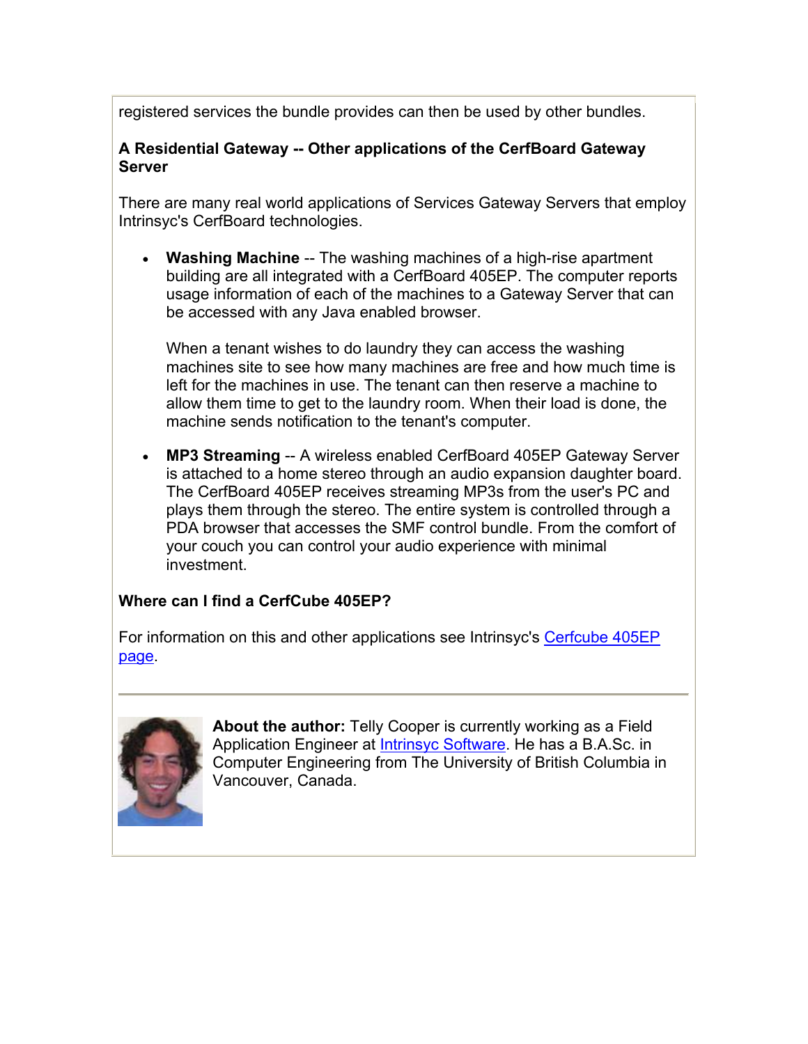registered services the bundle provides can then be used by other bundles.

**A Residential Gateway -- Other applications of the CerfBoard Gateway Server**

There are many real world applications of Services Gateway Servers that employ Intrinsyc's CerfBoard technologies.

- **Washing Machine** -- The washing machines of a high-rise apartment building are all integrated with a CerfBoard 405EP. The computer reports usage information of each of the machines to a Gateway Server that can be accessed with any Java enabled browser.

  When a tenant wishes to do laundry they can access the washing machines site to see how many machines are free and how much time is left for the machines in use. The tenant can then reserve a machine to allow them time to get to the laundry room. When their load is done, the machine sends notification to the tenant's computer.

- **MP3 Streaming** -- A wireless enabled CerfBoard 405EP Gateway Server is attached to a home stereo through an audio expansion daughter board. The CerfBoard 405EP receives streaming MP3s from the user's PC and plays them through the stereo. The entire system is controlled through a PDA browser that accesses the SMF control bundle. From the comfort of your couch you can control your audio experience with minimal investment.

**Where can I find a CerfCube 405EP?**

For information on this and other applications see Intrinsyc's Cerfcube 405EP page.

---

**About the author:** Telly Cooper is currently working as a Field Application Engineer at Intrinsyc Software. He has a B.A.Sc. in Computer Engineering from The University of British Columbia in Vancouver, Canada.